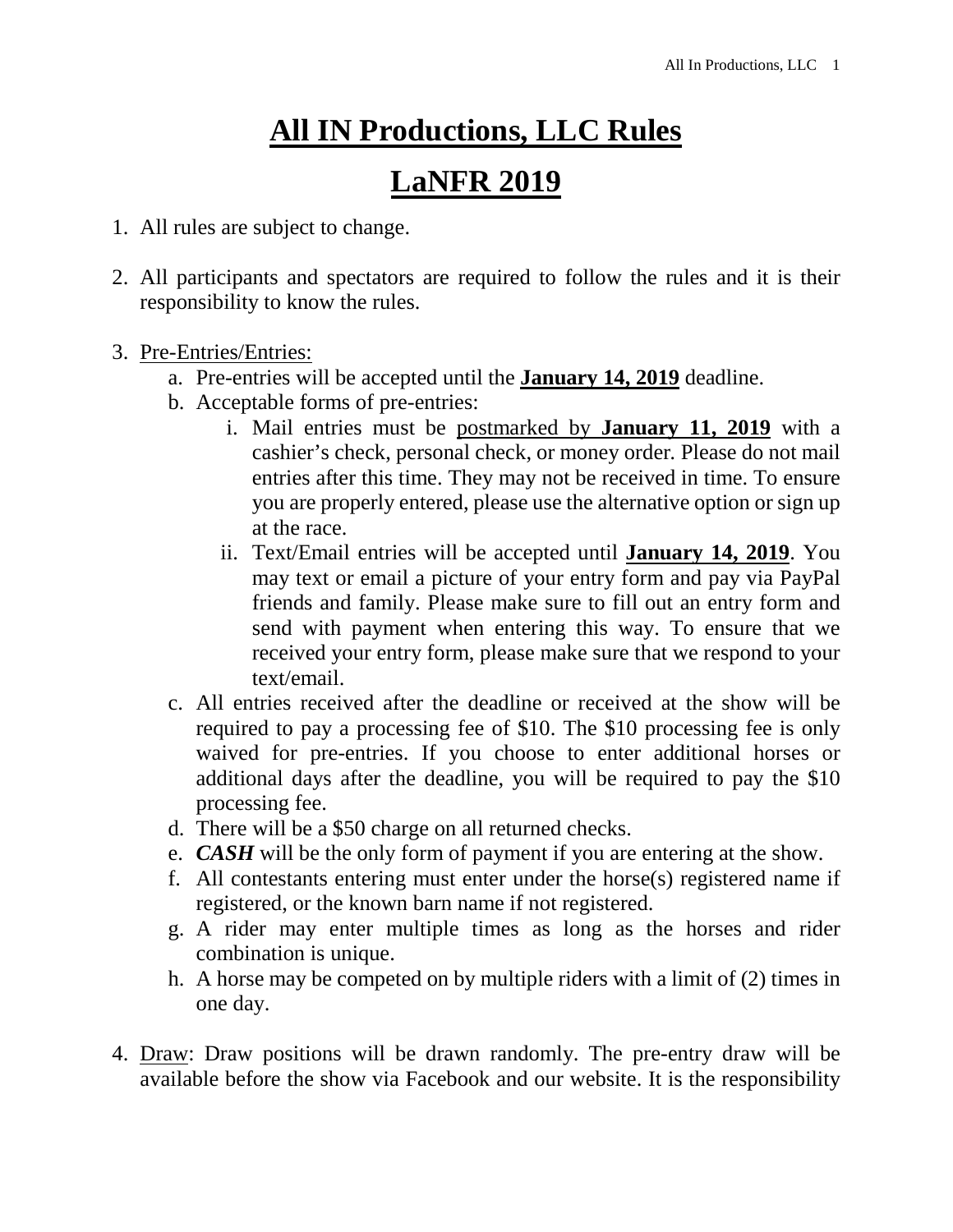# **All IN Productions, LLC Rules**

# **LaNFR 2019**

1. All rules are subject to change.

2. All participants and spectators are required to follow the rules and it is their responsibility to know the rules.

3. Pre-Entries/Entries:
   a. Pre-entries will be accepted until the **January 14, 2019** deadline.
   b. Acceptable forms of pre-entries:
      i. Mail entries must be postmarked by **January 11, 2019** with a cashier's check, personal check, or money order. Please do not mail entries after this time. They may not be received in time. To ensure you are properly entered, please use the alternative option or sign up at the race.
      ii. Text/Email entries will be accepted until **January 14, 2019**. You may text or email a picture of your entry form and pay via PayPal friends and family. Please make sure to fill out an entry form and send with payment when entering this way. To ensure that we received your entry form, please make sure that we respond to your text/email.
   c. All entries received after the deadline or received at the show will be required to pay a processing fee of $10. The $10 processing fee is only waived for pre-entries. If you choose to enter additional horses or additional days after the deadline, you will be required to pay the $10 processing fee.
   d. There will be a $50 charge on all returned checks.
   e. ***CASH*** will be the only form of payment if you are entering at the show.
   f. All contestants entering must enter under the horse(s) registered name if registered, or the known barn name if not registered.
   g. A rider may enter multiple times as long as the horses and rider combination is unique.
   h. A horse may be competed on by multiple riders with a limit of (2) times in one day.

4. Draw: Draw positions will be drawn randomly. The pre-entry draw will be available before the show via Facebook and our website. It is the responsibility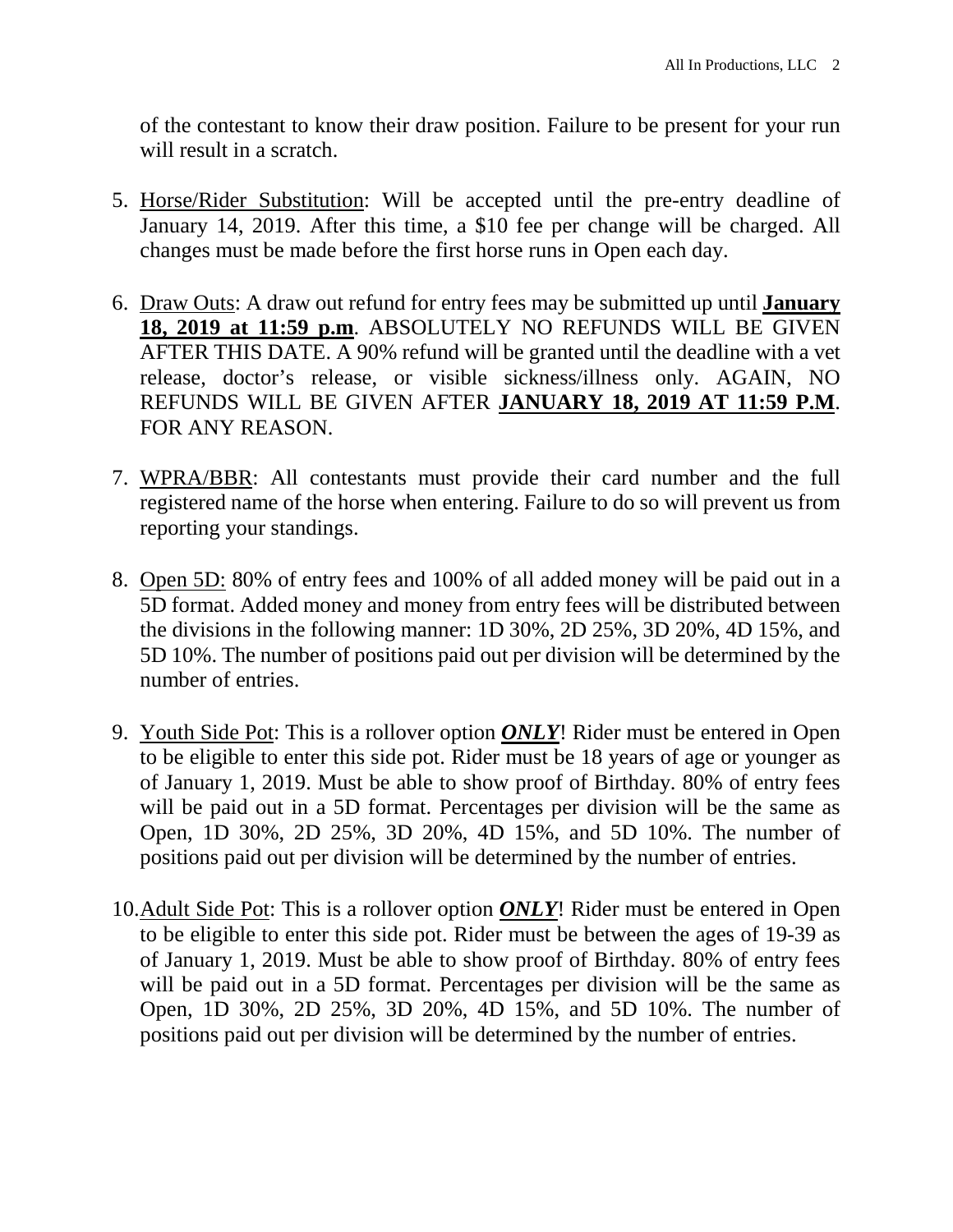of the contestant to know their draw position. Failure to be present for your run will result in a scratch.

5. Horse/Rider Substitution: Will be accepted until the pre-entry deadline of January 14, 2019. After this time, a $10 fee per change will be charged. All changes must be made before the first horse runs in Open each day.

6. Draw Outs: A draw out refund for entry fees may be submitted up until **January 18, 2019 at 11:59 p.m**. ABSOLUTELY NO REFUNDS WILL BE GIVEN AFTER THIS DATE. A 90% refund will be granted until the deadline with a vet release, doctor's release, or visible sickness/illness only. AGAIN, NO REFUNDS WILL BE GIVEN AFTER **JANUARY 18, 2019 AT 11:59 P.M**. FOR ANY REASON.

7. WPRA/BBR: All contestants must provide their card number and the full registered name of the horse when entering. Failure to do so will prevent us from reporting your standings.

8. Open 5D: 80% of entry fees and 100% of all added money will be paid out in a 5D format. Added money and money from entry fees will be distributed between the divisions in the following manner: 1D 30%, 2D 25%, 3D 20%, 4D 15%, and 5D 10%. The number of positions paid out per division will be determined by the number of entries.

9. Youth Side Pot: This is a rollover option ***ONLY***! Rider must be entered in Open to be eligible to enter this side pot. Rider must be 18 years of age or younger as of January 1, 2019. Must be able to show proof of Birthday. 80% of entry fees will be paid out in a 5D format. Percentages per division will be the same as Open, 1D 30%, 2D 25%, 3D 20%, 4D 15%, and 5D 10%. The number of positions paid out per division will be determined by the number of entries.

10. Adult Side Pot: This is a rollover option ***ONLY***! Rider must be entered in Open to be eligible to enter this side pot. Rider must be between the ages of 19-39 as of January 1, 2019. Must be able to show proof of Birthday. 80% of entry fees will be paid out in a 5D format. Percentages per division will be the same as Open, 1D 30%, 2D 25%, 3D 20%, 4D 15%, and 5D 10%. The number of positions paid out per division will be determined by the number of entries.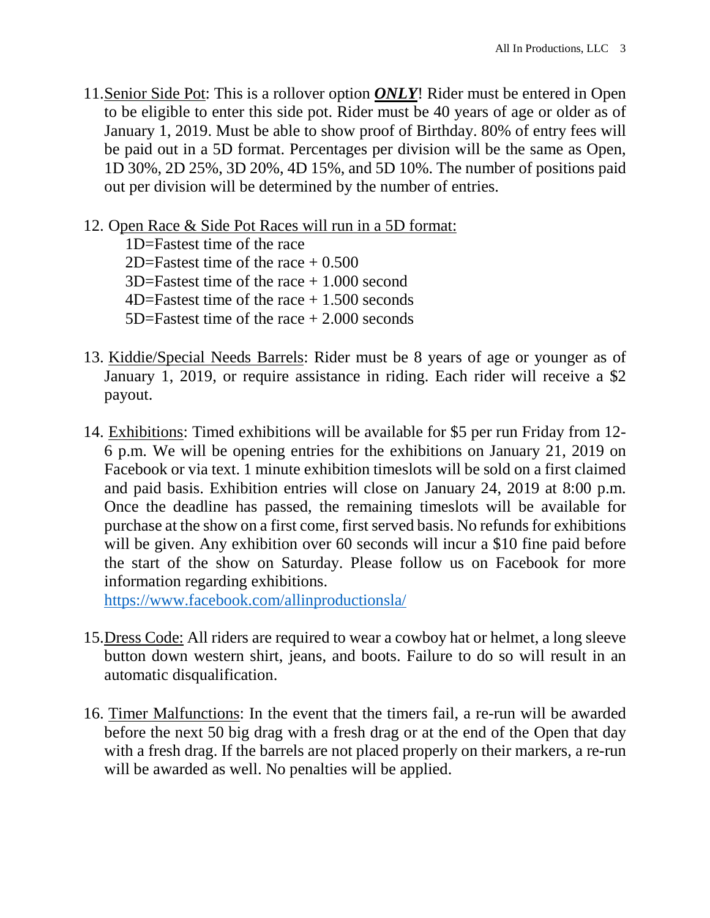11. Senior Side Pot: This is a rollover option ***ONLY***! Rider must be entered in Open to be eligible to enter this side pot. Rider must be 40 years of age or older as of January 1, 2019. Must be able to show proof of Birthday. 80% of entry fees will be paid out in a 5D format. Percentages per division will be the same as Open, 1D 30%, 2D 25%, 3D 20%, 4D 15%, and 5D 10%. The number of positions paid out per division will be determined by the number of entries.

12. Open Race & Side Pot Races will run in a 5D format:
    1D=Fastest time of the race
    2D=Fastest time of the race + 0.500
    3D=Fastest time of the race + 1.000 second
    4D=Fastest time of the race + 1.500 seconds
    5D=Fastest time of the race + 2.000 seconds

13. Kiddie/Special Needs Barrels: Rider must be 8 years of age or younger as of January 1, 2019, or require assistance in riding. Each rider will receive a $2 payout.

14. Exhibitions: Timed exhibitions will be available for $5 per run Friday from 12-6 p.m. We will be opening entries for the exhibitions on January 21, 2019 on Facebook or via text. 1 minute exhibition timeslots will be sold on a first claimed and paid basis. Exhibition entries will close on January 24, 2019 at 8:00 p.m. Once the deadline has passed, the remaining timeslots will be available for purchase at the show on a first come, first served basis. No refunds for exhibitions will be given. Any exhibition over 60 seconds will incur a $10 fine paid before the start of the show on Saturday. Please follow us on Facebook for more information regarding exhibitions.
    https://www.facebook.com/allinproductionsla/

15. Dress Code: All riders are required to wear a cowboy hat or helmet, a long sleeve button down western shirt, jeans, and boots. Failure to do so will result in an automatic disqualification.

16. Timer Malfunctions: In the event that the timers fail, a re-run will be awarded before the next 50 big drag with a fresh drag or at the end of the Open that day with a fresh drag. If the barrels are not placed properly on their markers, a re-run will be awarded as well. No penalties will be applied.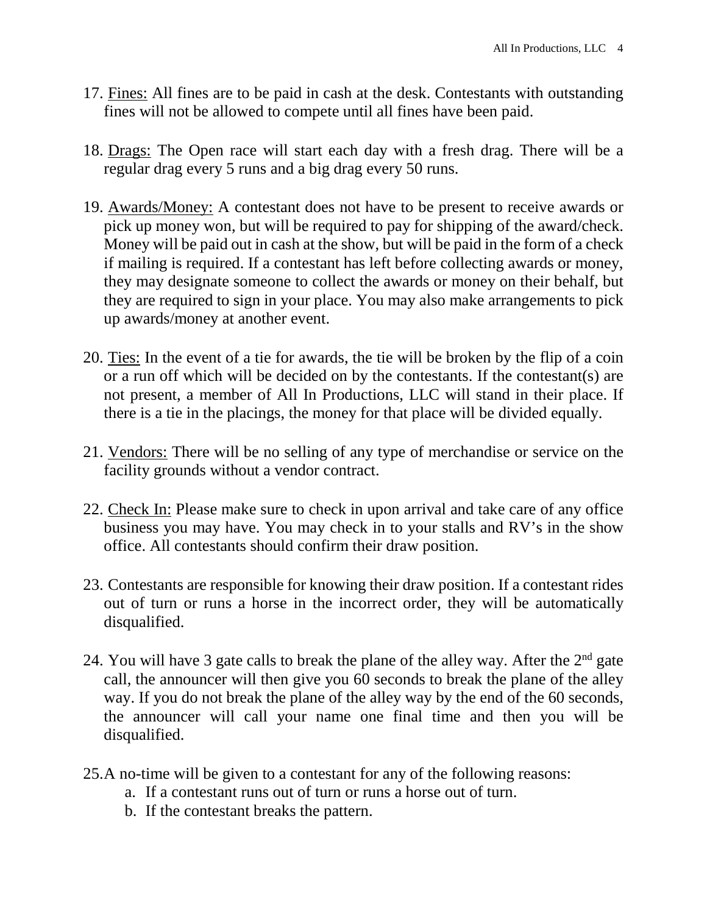17. <u>Fines:</u> All fines are to be paid in cash at the desk. Contestants with outstanding fines will not be allowed to compete until all fines have been paid.

18. <u>Drags:</u> The Open race will start each day with a fresh drag. There will be a regular drag every 5 runs and a big drag every 50 runs.

19. <u>Awards/Money:</u> A contestant does not have to be present to receive awards or pick up money won, but will be required to pay for shipping of the award/check. Money will be paid out in cash at the show, but will be paid in the form of a check if mailing is required. If a contestant has left before collecting awards or money, they may designate someone to collect the awards or money on their behalf, but they are required to sign in your place. You may also make arrangements to pick up awards/money at another event.

20. <u>Ties:</u> In the event of a tie for awards, the tie will be broken by the flip of a coin or a run off which will be decided on by the contestants. If the contestant(s) are not present, a member of All In Productions, LLC will stand in their place. If there is a tie in the placings, the money for that place will be divided equally.

21. <u>Vendors:</u> There will be no selling of any type of merchandise or service on the facility grounds without a vendor contract.

22. <u>Check In:</u> Please make sure to check in upon arrival and take care of any office business you may have. You may check in to your stalls and RV's in the show office. All contestants should confirm their draw position.

23. Contestants are responsible for knowing their draw position. If a contestant rides out of turn or runs a horse in the incorrect order, they will be automatically disqualified.

24. You will have 3 gate calls to break the plane of the alley way. After the 2nd gate call, the announcer will then give you 60 seconds to break the plane of the alley way. If you do not break the plane of the alley way by the end of the 60 seconds, the announcer will call your name one final time and then you will be disqualified.

25. A no-time will be given to a contestant for any of the following reasons:
    a. If a contestant runs out of turn or runs a horse out of turn.
    b. If the contestant breaks the pattern.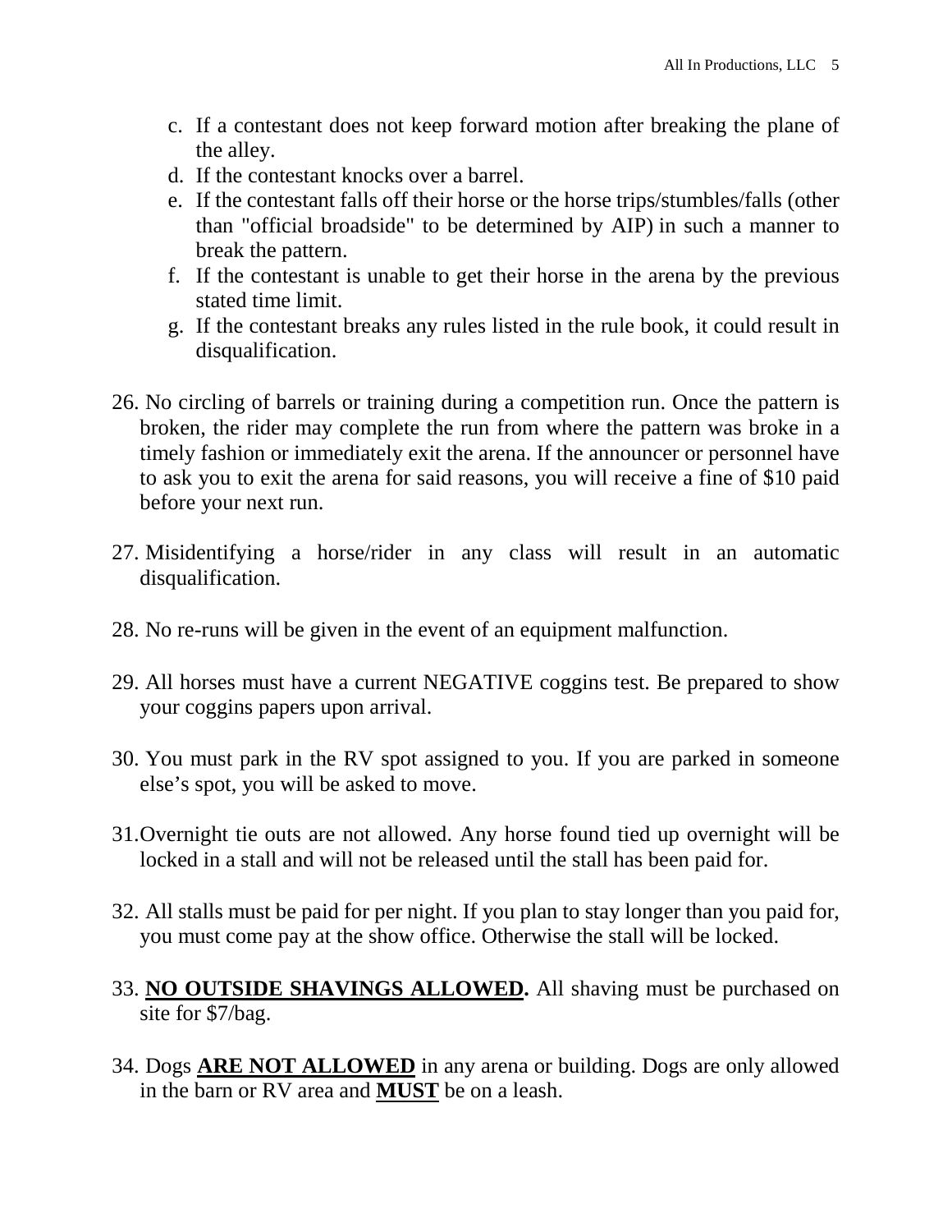c. If a contestant does not keep forward motion after breaking the plane of the alley.
d. If the contestant knocks over a barrel.
e. If the contestant falls off their horse or the horse trips/stumbles/falls (other than "official broadside" to be determined by AIP) in such a manner to break the pattern.
f. If the contestant is unable to get their horse in the arena by the previous stated time limit.
g. If the contestant breaks any rules listed in the rule book, it could result in disqualification.

26. No circling of barrels or training during a competition run. Once the pattern is broken, the rider may complete the run from where the pattern was broke in a timely fashion or immediately exit the arena. If the announcer or personnel have to ask you to exit the arena for said reasons, you will receive a fine of $10 paid before your next run.

27. Misidentifying a horse/rider in any class will result in an automatic disqualification.

28. No re-runs will be given in the event of an equipment malfunction.

29. All horses must have a current NEGATIVE coggins test. Be prepared to show your coggins papers upon arrival.

30. You must park in the RV spot assigned to you. If you are parked in someone else's spot, you will be asked to move.

31. Overnight tie outs are not allowed. Any horse found tied up overnight will be locked in a stall and will not be released until the stall has been paid for.

32. All stalls must be paid for per night. If you plan to stay longer than you paid for, you must come pay at the show office. Otherwise the stall will be locked.

33. <u>**NO OUTSIDE SHAVINGS ALLOWED**</u>**.** All shaving must be purchased on site for $7/bag.

34. Dogs <u>**ARE NOT ALLOWED**</u> in any arena or building. Dogs are only allowed in the barn or RV area and <u>**MUST**</u> be on a leash.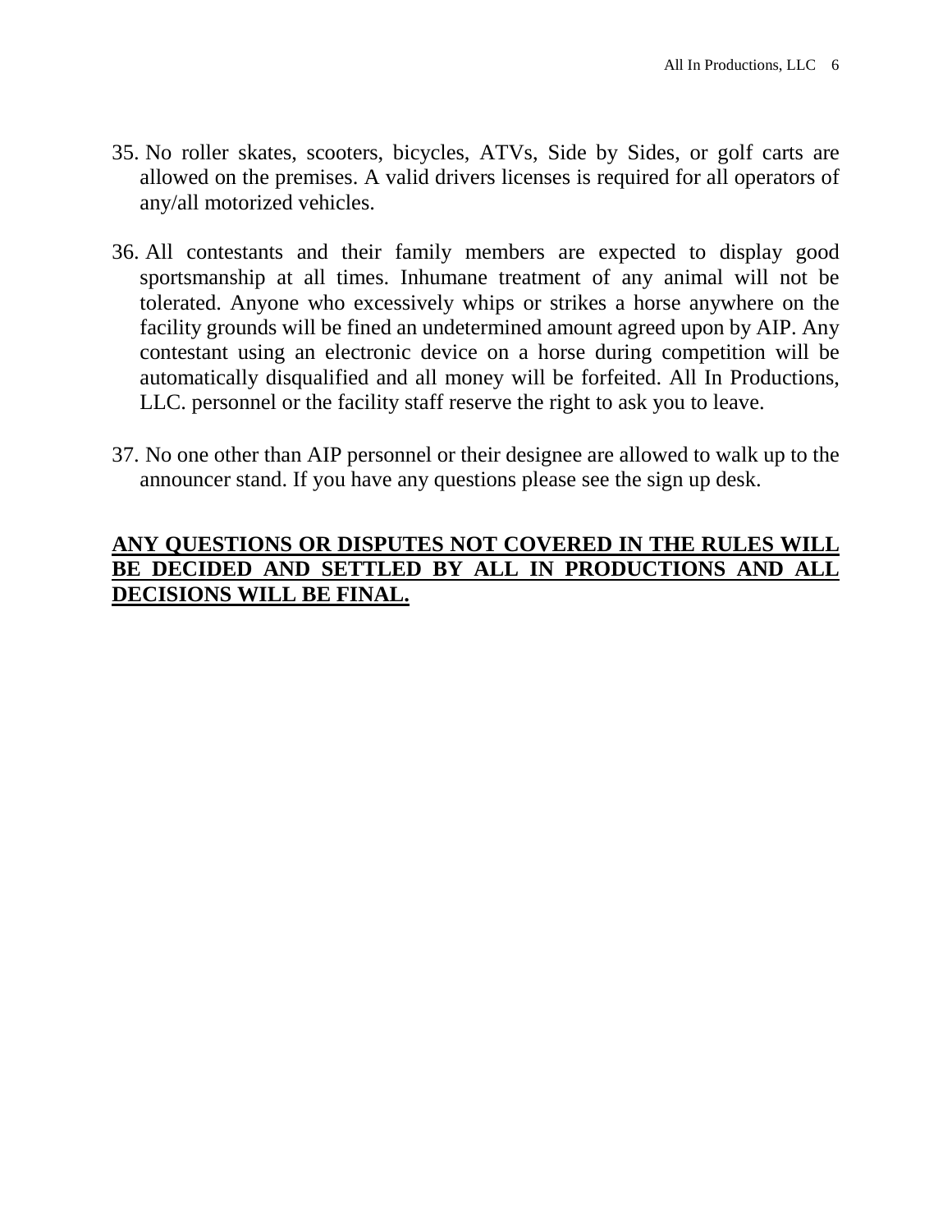35. No roller skates, scooters, bicycles, ATVs, Side by Sides, or golf carts are allowed on the premises. A valid drivers licenses is required for all operators of any/all motorized vehicles.

36. All contestants and their family members are expected to display good sportsmanship at all times. Inhumane treatment of any animal will not be tolerated. Anyone who excessively whips or strikes a horse anywhere on the facility grounds will be fined an undetermined amount agreed upon by AIP. Any contestant using an electronic device on a horse during competition will be automatically disqualified and all money will be forfeited. All In Productions, LLC. personnel or the facility staff reserve the right to ask you to leave.

37. No one other than AIP personnel or their designee are allowed to walk up to the announcer stand. If you have any questions please see the sign up desk.

<u>**ANY QUESTIONS OR DISPUTES NOT COVERED IN THE RULES WILL BE DECIDED AND SETTLED BY ALL IN PRODUCTIONS AND ALL DECISIONS WILL BE FINAL.**</u>